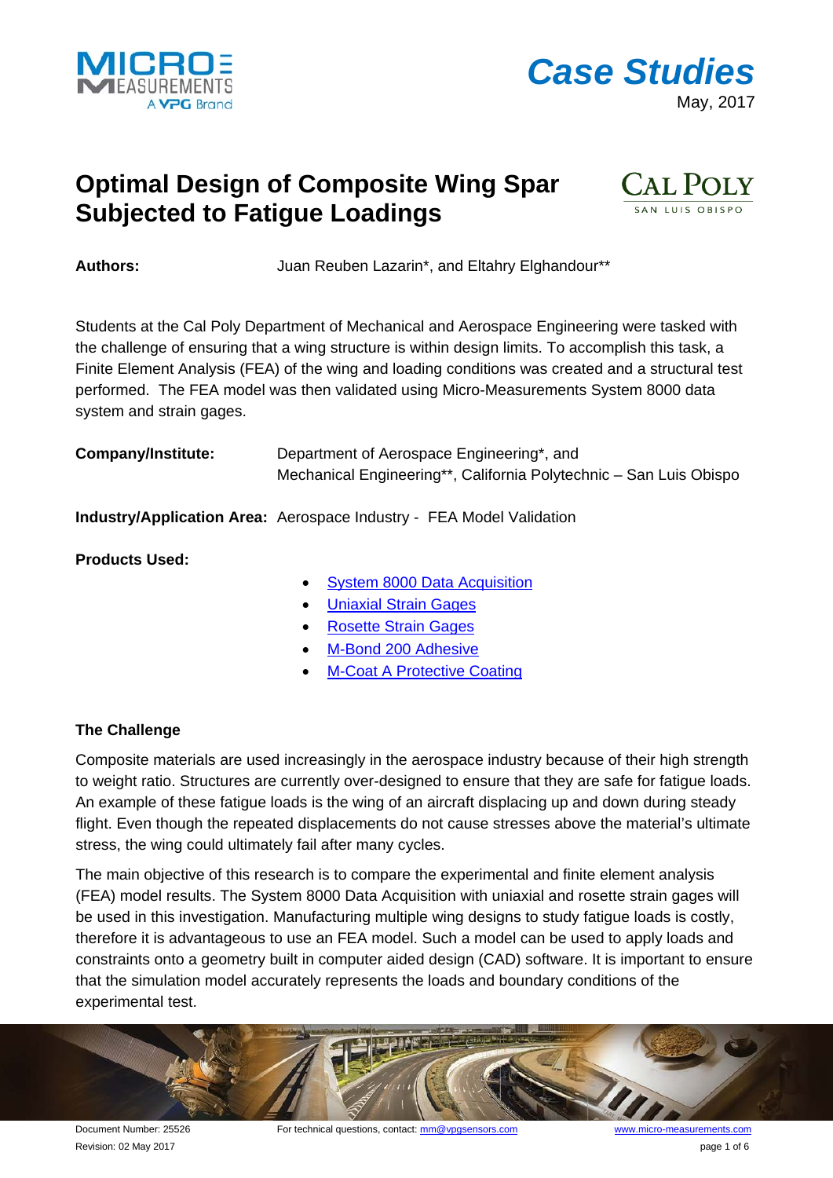Case Studies

May, 2017

# Optimal Design of Composite Wing Spar Subjected to Fatigue Loadings

**Authors:** Juan Reuben Lazarin*, and Eltahry Elghandour**

Students at the Cal Poly Department of Mechanical and Aerospace Engineering were tasked with the challenge of ensuring that a wing structure is within design limits. To accomplish this task, a Finite Element Analysis (FEA) of the wing and loading conditions was created and a structural test performed. The FEA model was then validated using Micro-Measurements System 8000 data system and strain gages.

**Company/Institute:** Department of Aerospace Engineering*, and Mechanical Engineering**, California Polytechnic – San Luis Obispo

**Industry/Application Area:** Aerospace Industry - FEA Model Validation

**Products Used:**

- System 8000 Data Acquisition
- Uniaxial Strain Gages
- Rosette Strain Gages
- M-Bond 200 Adhesive
- M-Coat A Protective Coating

## The Challenge

Composite materials are used increasingly in the aerospace industry because of their high strength to weight ratio. Structures are currently over-designed to ensure that they are safe for fatigue loads. An example of these fatigue loads is the wing of an aircraft displacing up and down during steady flight. Even though the repeated displacements do not cause stresses above the material's ultimate stress, the wing could ultimately fail after many cycles.

The main objective of this research is to compare the experimental and finite element analysis (FEA) model results. The System 8000 Data Acquisition with uniaxial and rosette strain gages will be used in this investigation. Manufacturing multiple wing designs to study fatigue loads is costly, therefore it is advantageous to use an FEA model. Such a model can be used to apply loads and constraints onto a geometry built in computer aided design (CAD) software. It is important to ensure that the simulation model accurately represents the loads and boundary conditions of the experimental test.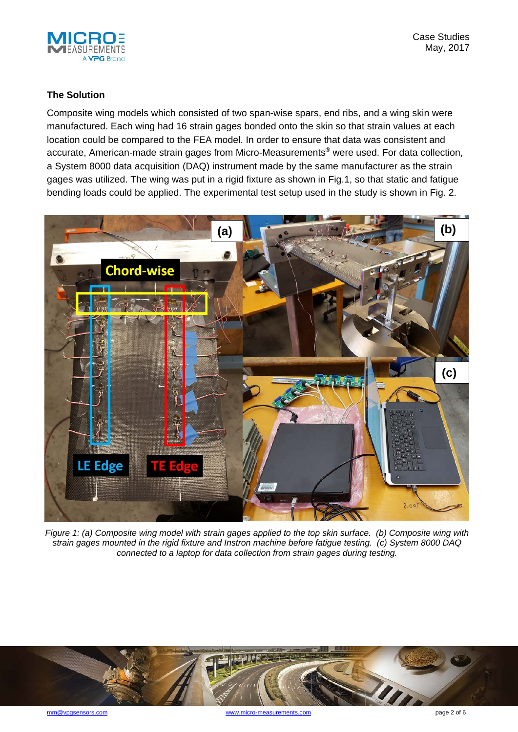### The Solution

Composite wing models which consisted of two span-wise spars, end ribs, and a wing skin were manufactured. Each wing had 16 strain gages bonded onto the skin so that strain values at each location could be compared to the FEA model. In order to ensure that data was consistent and accurate, American-made strain gages from Micro-Measurements® were used. For data collection, a System 8000 data acquisition (DAQ) instrument made by the same manufacturer as the strain gages was utilized. The wing was put in a rigid fixture as shown in Fig.1, so that static and fatigue bending loads could be applied. The experimental test setup used in the study is shown in Fig. 2.

*Figure 1: (a) Composite wing model with strain gages applied to the top skin surface. (b) Composite wing with strain gages mounted in the rigid fixture and Instron machine before fatigue testing. (c) System 8000 DAQ connected to a laptop for data collection from strain gages during testing.*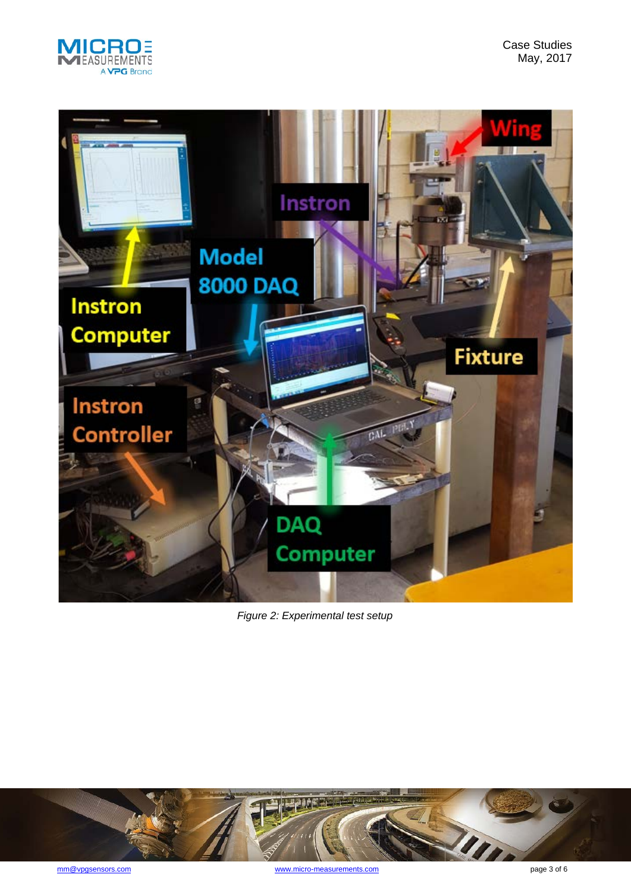Figure 2: Experimental test setup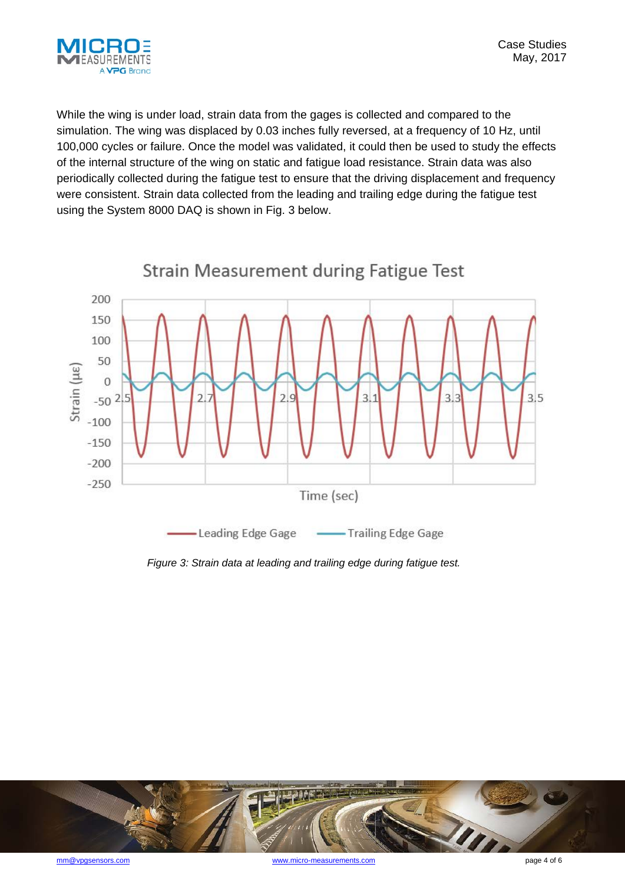While the wing is under load, strain data from the gages is collected and compared to the simulation. The wing was displaced by 0.03 inches fully reversed, at a frequency of 10 Hz, until 100,000 cycles or failure. Once the model was validated, it could then be used to study the effects of the internal structure of the wing on static and fatigue load resistance. Strain data was also periodically collected during the fatigue test to ensure that the driving displacement and frequency were consistent. Strain data collected from the leading and trailing edge during the fatigue test using the System 8000 DAQ is shown in Fig. 3 below.

*Figure 3: Strain data at leading and trailing edge during fatigue test.*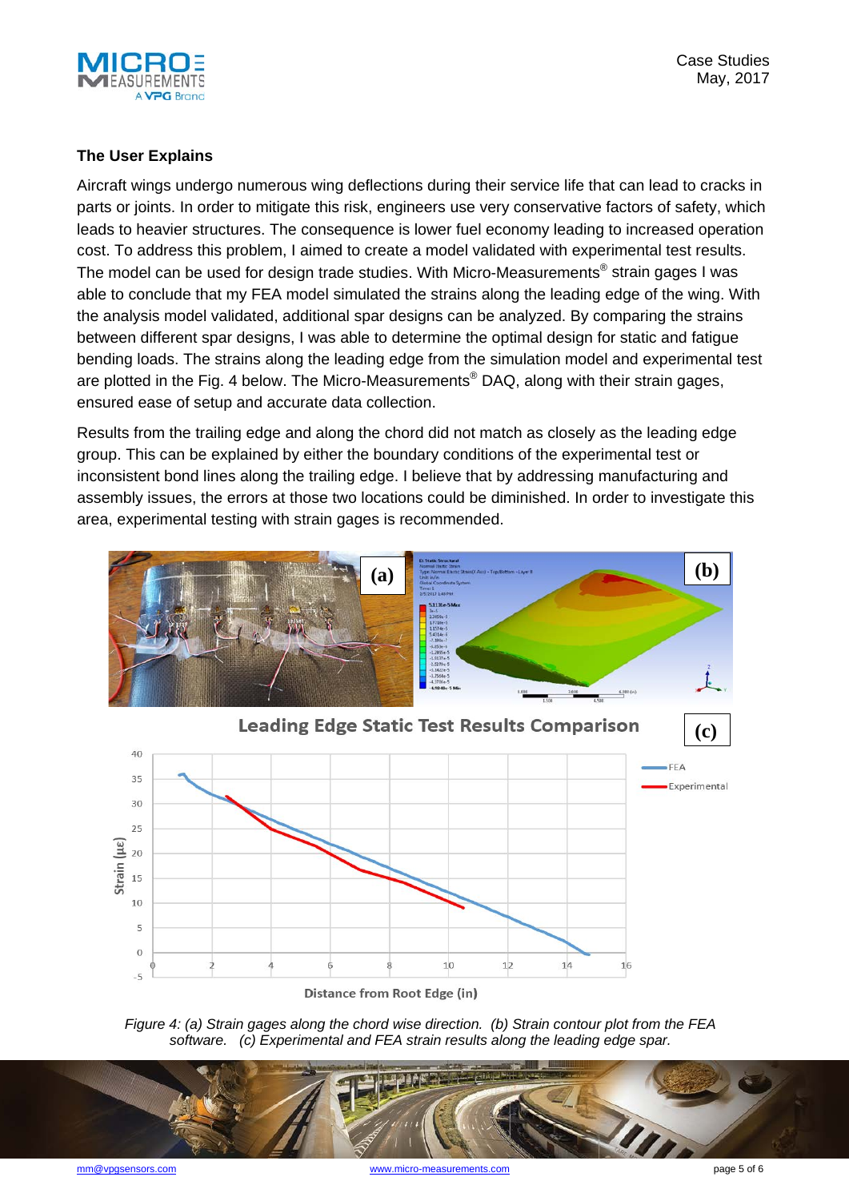### The User Explains

Aircraft wings undergo numerous wing deflections during their service life that can lead to cracks in parts or joints. In order to mitigate this risk, engineers use very conservative factors of safety, which leads to heavier structures. The consequence is lower fuel economy leading to increased operation cost. To address this problem, I aimed to create a model validated with experimental test results. The model can be used for design trade studies. With Micro-Measurements® strain gages I was able to conclude that my FEA model simulated the strains along the leading edge of the wing. With the analysis model validated, additional spar designs can be analyzed. By comparing the strains between different spar designs, I was able to determine the optimal design for static and fatigue bending loads. The strains along the leading edge from the simulation model and experimental test are plotted in the Fig. 4 below. The Micro-Measurements® DAQ, along with their strain gages, ensured ease of setup and accurate data collection.

Results from the trailing edge and along the chord did not match as closely as the leading edge group. This can be explained by either the boundary conditions of the experimental test or inconsistent bond lines along the trailing edge. I believe that by addressing manufacturing and assembly issues, the errors at those two locations could be diminished. In order to investigate this area, experimental testing with strain gages is recommended.

*Figure 4: (a) Strain gages along the chord wise direction. (b) Strain contour plot from the FEA software. (c) Experimental and FEA strain results along the leading edge spar.*

mm@vpgsensors.com www.micro-measurements.com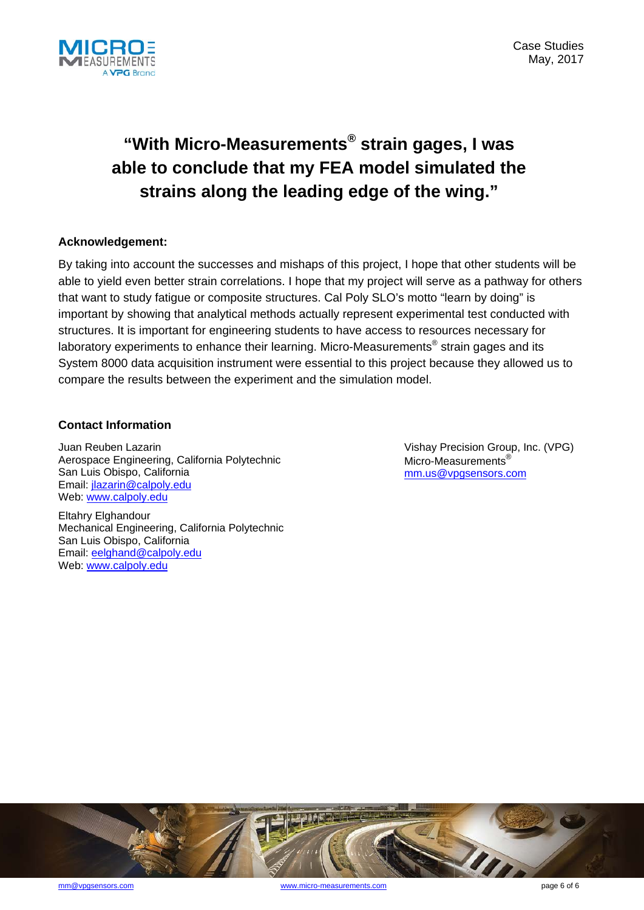# "With Micro-Measurements® strain gages, I was able to conclude that my FEA model simulated the strains along the leading edge of the wing."

**Acknowledgement:**

By taking into account the successes and mishaps of this project, I hope that other students will be able to yield even better strain correlations. I hope that my project will serve as a pathway for others that want to study fatigue or composite structures. Cal Poly SLO's motto "learn by doing" is important by showing that analytical methods actually represent experimental test conducted with structures. It is important for engineering students to have access to resources necessary for laboratory experiments to enhance their learning. Micro-Measurements® strain gages and its System 8000 data acquisition instrument were essential to this project because they allowed us to compare the results between the experiment and the simulation model.

**Contact Information**

Juan Reuben Lazarin
Aerospace Engineering, California Polytechnic
San Luis Obispo, California
Email: jlazarin@calpoly.edu
Web: www.calpoly.edu

Eltahry Elghandour
Mechanical Engineering, California Polytechnic
San Luis Obispo, California
Email: eelghand@calpoly.edu
Web: www.calpoly.edu

Vishay Precision Group, Inc. (VPG)
Micro-Measurements®
mm.us@vpgsensors.com